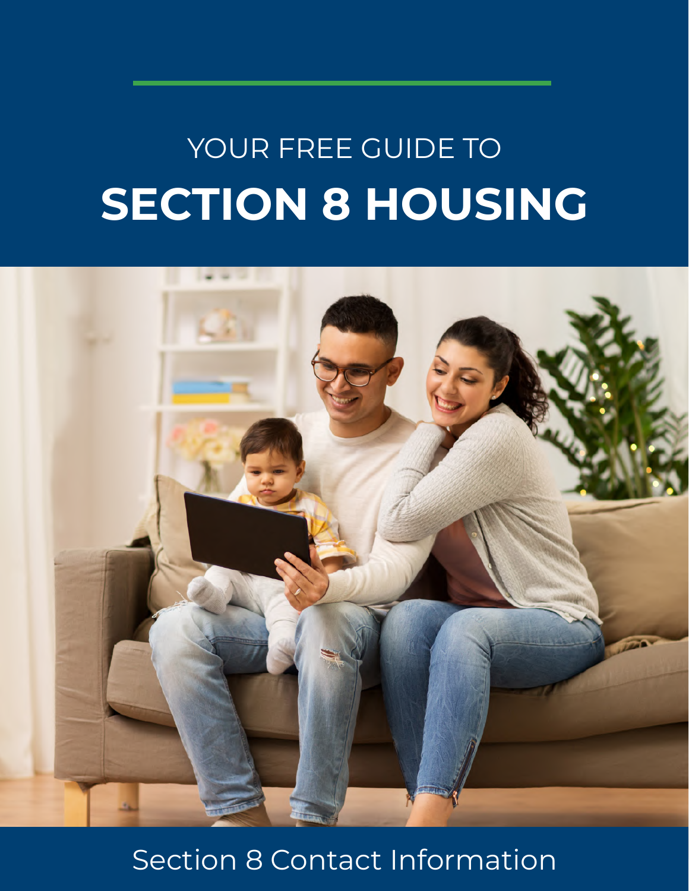YOUR FREE GUIDE TO

# SECTION 8 HOUSING

Section 8 Contact Information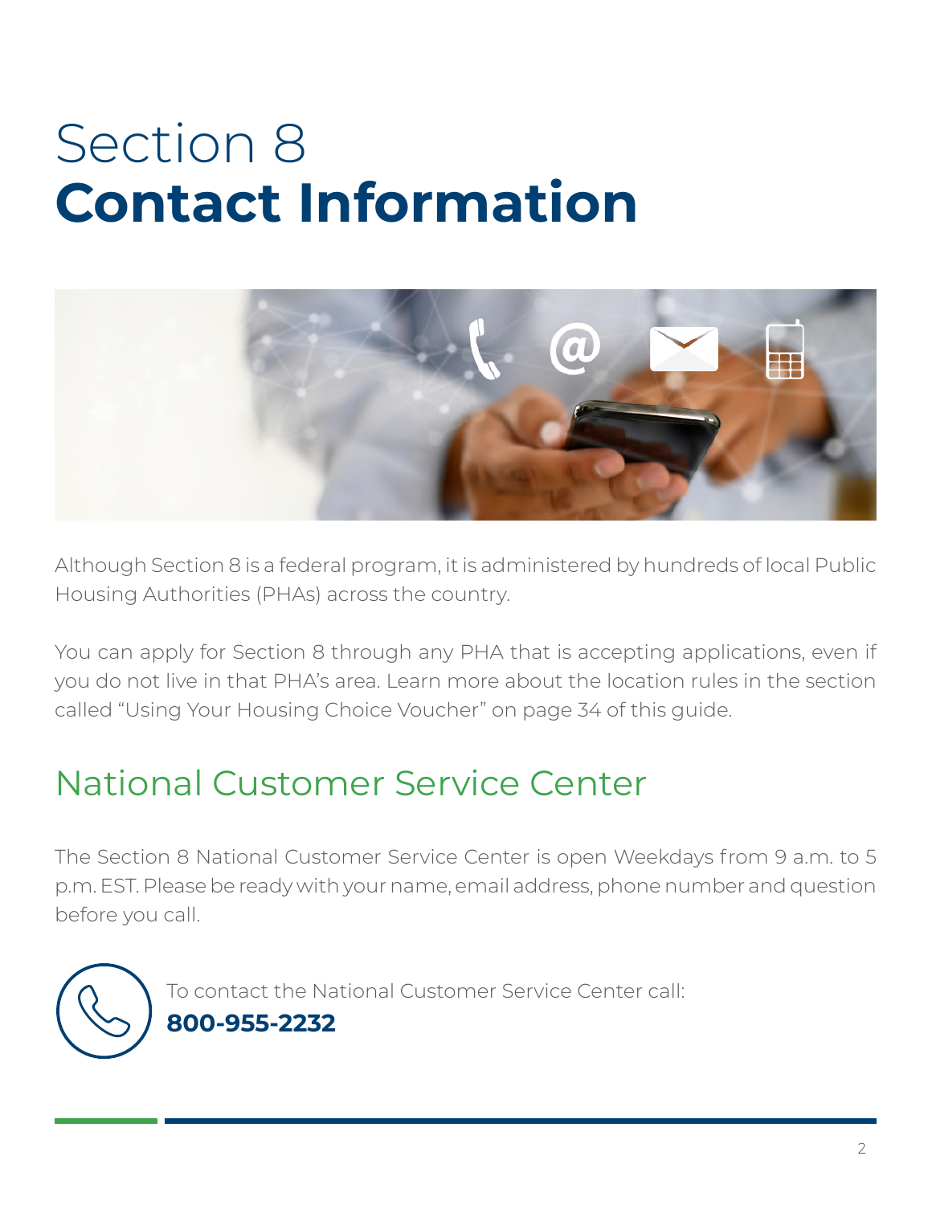# Section 8 **Contact Information**

Although Section 8 is a federal program, it is administered by hundreds of local Public Housing Authorities (PHAs) across the country.

You can apply for Section 8 through any PHA that is accepting applications, even if you do not live in that PHA's area. Learn more about the location rules in the section called "Using Your Housing Choice Voucher" on page 34 of this guide.

## National Customer Service Center

The Section 8 National Customer Service Center is open Weekdays from 9 a.m. to 5 p.m. EST. Please be ready with your name, email address, phone number and question before you call.

To contact the National Customer Service Center call:
**800-955-2232**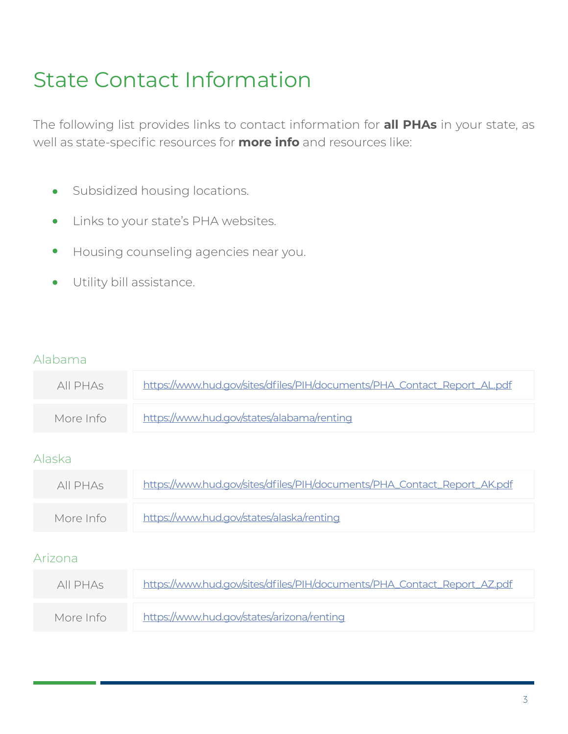# State Contact Information

The following list provides links to contact information for **all PHAs** in your state, as well as state-specific resources for **more info** and resources like:

- Subsidized housing locations.
- Links to your state's PHA websites.
- Housing counseling agencies near you.
- Utility bill assistance.

### Alabama

| | |
|---|---|
| All PHAs | https://www.hud.gov/sites/dfiles/PIH/documents/PHA_Contact_Report_AL.pdf |
| More Info | https://www.hud.gov/states/alabama/renting |

### Alaska

| | |
|---|---|
| All PHAs | https://www.hud.gov/sites/dfiles/PIH/documents/PHA_Contact_Report_AK.pdf |
| More Info | https://www.hud.gov/states/alaska/renting |

### Arizona

| | |
|---|---|
| All PHAs | https://www.hud.gov/sites/dfiles/PIH/documents/PHA_Contact_Report_AZ.pdf |
| More Info | https://www.hud.gov/states/arizona/renting |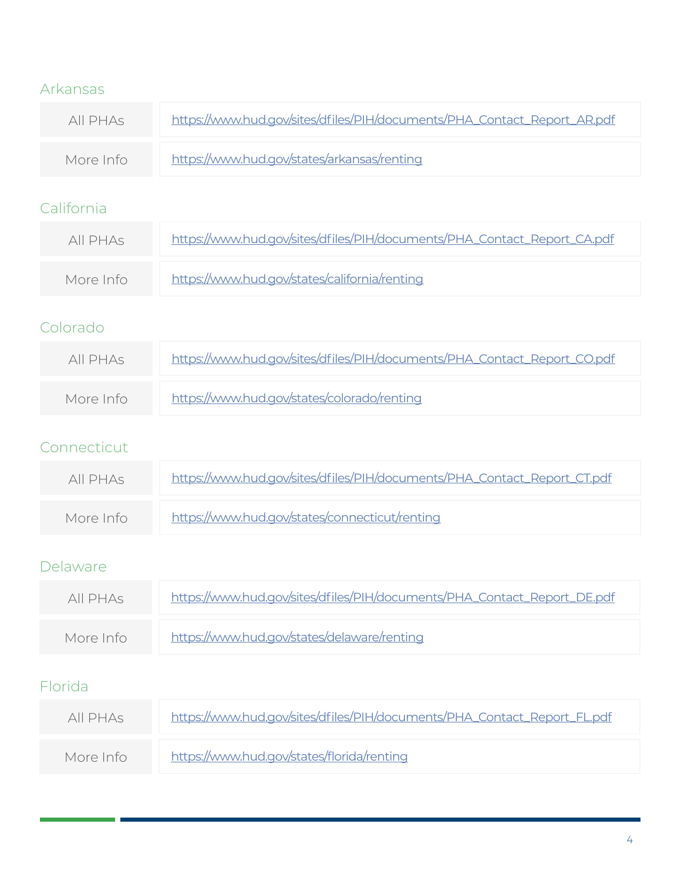## Arkansas

| | |
|---|---|
| All PHAs | https://www.hud.gov/sites/dfiles/PIH/documents/PHA_Contact_Report_AR.pdf |
| More Info | https://www.hud.gov/states/arkansas/renting |

## California

| | |
|---|---|
| All PHAs | https://www.hud.gov/sites/dfiles/PIH/documents/PHA_Contact_Report_CA.pdf |
| More Info | https://www.hud.gov/states/california/renting |

## Colorado

| | |
|---|---|
| All PHAs | https://www.hud.gov/sites/dfiles/PIH/documents/PHA_Contact_Report_CO.pdf |
| More Info | https://www.hud.gov/states/colorado/renting |

## Connecticut

| | |
|---|---|
| All PHAs | https://www.hud.gov/sites/dfiles/PIH/documents/PHA_Contact_Report_CT.pdf |
| More Info | https://www.hud.gov/states/connecticut/renting |

## Delaware

| | |
|---|---|
| All PHAs | https://www.hud.gov/sites/dfiles/PIH/documents/PHA_Contact_Report_DE.pdf |
| More Info | https://www.hud.gov/states/delaware/renting |

## Florida

| | |
|---|---|
| All PHAs | https://www.hud.gov/sites/dfiles/PIH/documents/PHA_Contact_Report_FL.pdf |
| More Info | https://www.hud.gov/states/florida/renting |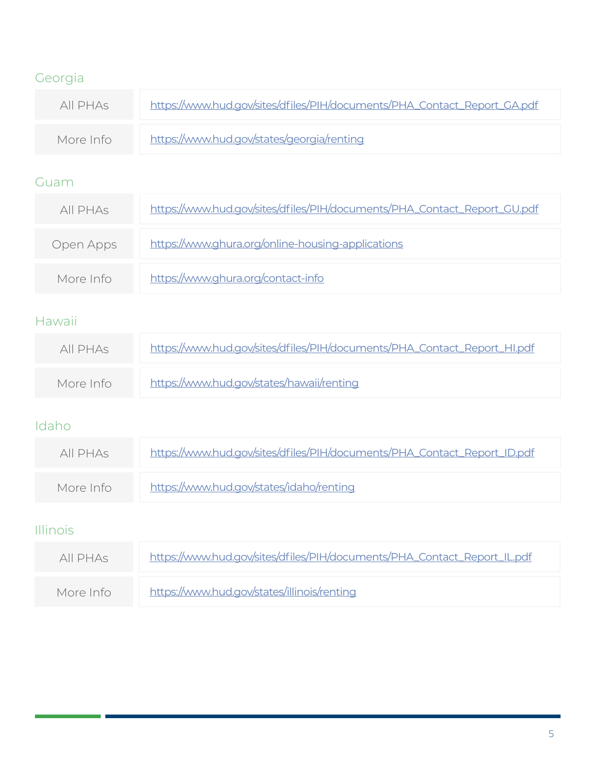## Georgia

| | |
|---|---|
| All PHAs | https://www.hud.gov/sites/dfiles/PIH/documents/PHA_Contact_Report_GA.pdf |
| More Info | https://www.hud.gov/states/georgia/renting |

## Guam

| | |
|---|---|
| All PHAs | https://www.hud.gov/sites/dfiles/PIH/documents/PHA_Contact_Report_GU.pdf |
| Open Apps | https://www.ghura.org/online-housing-applications |
| More Info | https://www.ghura.org/contact-info |

## Hawaii

| | |
|---|---|
| All PHAs | https://www.hud.gov/sites/dfiles/PIH/documents/PHA_Contact_Report_HI.pdf |
| More Info | https://www.hud.gov/states/hawaii/renting |

## Idaho

| | |
|---|---|
| All PHAs | https://www.hud.gov/sites/dfiles/PIH/documents/PHA_Contact_Report_ID.pdf |
| More Info | https://www.hud.gov/states/idaho/renting |

## Illinois

| | |
|---|---|
| All PHAs | https://www.hud.gov/sites/dfiles/PIH/documents/PHA_Contact_Report_IL.pdf |
| More Info | https://www.hud.gov/states/illinois/renting |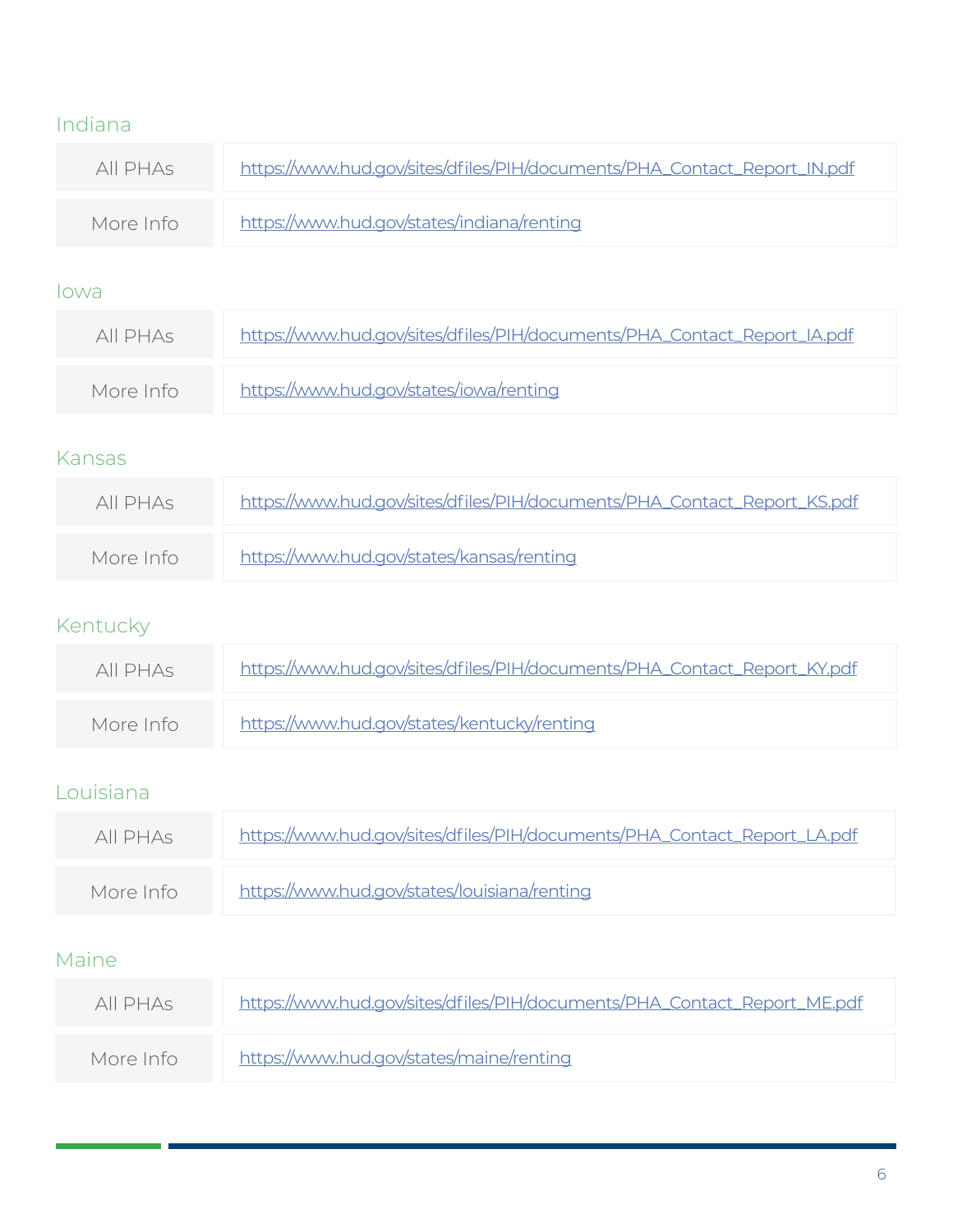## Indiana

| | |
|---|---|
| All PHAs | https://www.hud.gov/sites/dfiles/PIH/documents/PHA_Contact_Report_IN.pdf |
| More Info | https://www.hud.gov/states/indiana/renting |

## Iowa

| | |
|---|---|
| All PHAs | https://www.hud.gov/sites/dfiles/PIH/documents/PHA_Contact_Report_IA.pdf |
| More Info | https://www.hud.gov/states/iowa/renting |

## Kansas

| | |
|---|---|
| All PHAs | https://www.hud.gov/sites/dfiles/PIH/documents/PHA_Contact_Report_KS.pdf |
| More Info | https://www.hud.gov/states/kansas/renting |

## Kentucky

| | |
|---|---|
| All PHAs | https://www.hud.gov/sites/dfiles/PIH/documents/PHA_Contact_Report_KY.pdf |
| More Info | https://www.hud.gov/states/kentucky/renting |

## Louisiana

| | |
|---|---|
| All PHAs | https://www.hud.gov/sites/dfiles/PIH/documents/PHA_Contact_Report_LA.pdf |
| More Info | https://www.hud.gov/states/louisiana/renting |

## Maine

| | |
|---|---|
| All PHAs | https://www.hud.gov/sites/dfiles/PIH/documents/PHA_Contact_Report_ME.pdf |
| More Info | https://www.hud.gov/states/maine/renting |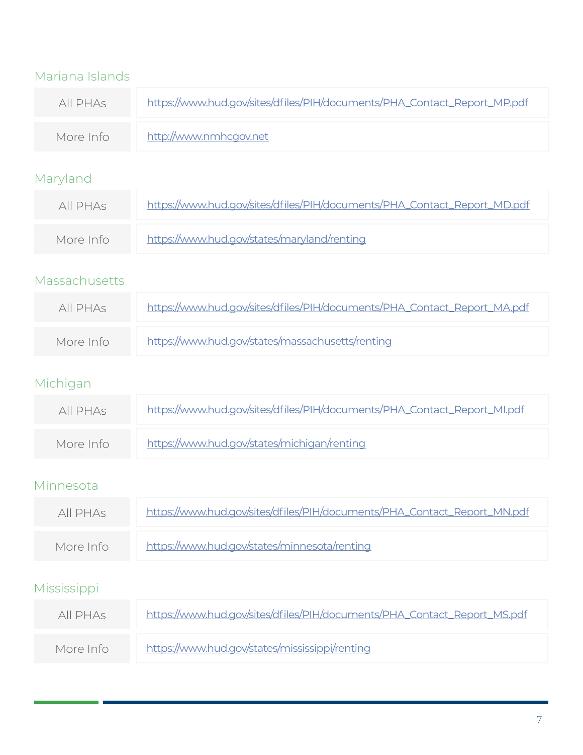## Mariana Islands

| | |
|---|---|
| All PHAs | https://www.hud.gov/sites/dfiles/PIH/documents/PHA_Contact_Report_MP.pdf |
| More Info | http://www.nmhcgov.net |

## Maryland

| | |
|---|---|
| All PHAs | https://www.hud.gov/sites/dfiles/PIH/documents/PHA_Contact_Report_MD.pdf |
| More Info | https://www.hud.gov/states/maryland/renting |

## Massachusetts

| | |
|---|---|
| All PHAs | https://www.hud.gov/sites/dfiles/PIH/documents/PHA_Contact_Report_MA.pdf |
| More Info | https://www.hud.gov/states/massachusetts/renting |

## Michigan

| | |
|---|---|
| All PHAs | https://www.hud.gov/sites/dfiles/PIH/documents/PHA_Contact_Report_MI.pdf |
| More Info | https://www.hud.gov/states/michigan/renting |

## Minnesota

| | |
|---|---|
| All PHAs | https://www.hud.gov/sites/dfiles/PIH/documents/PHA_Contact_Report_MN.pdf |
| More Info | https://www.hud.gov/states/minnesota/renting |

## Mississippi

| | |
|---|---|
| All PHAs | https://www.hud.gov/sites/dfiles/PIH/documents/PHA_Contact_Report_MS.pdf |
| More Info | https://www.hud.gov/states/mississippi/renting |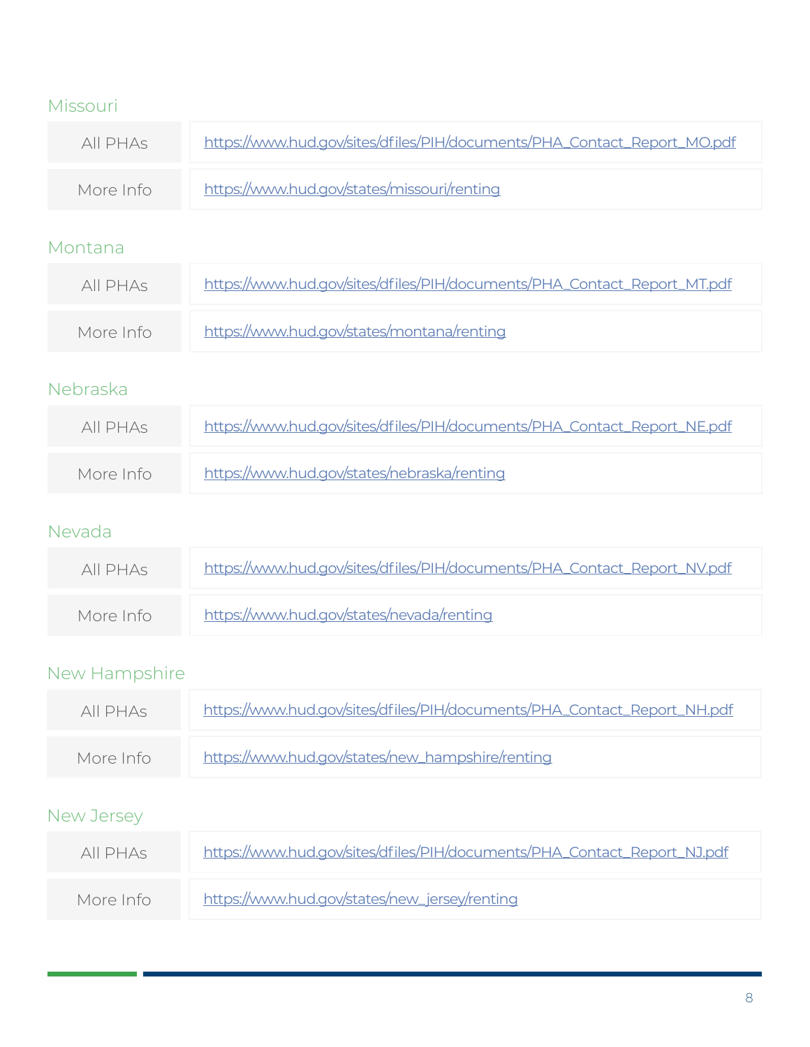## Missouri

| | |
|---|---|
| All PHAs | https://www.hud.gov/sites/dfiles/PIH/documents/PHA_Contact_Report_MO.pdf |
| More Info | https://www.hud.gov/states/missouri/renting |

## Montana

| | |
|---|---|
| All PHAs | https://www.hud.gov/sites/dfiles/PIH/documents/PHA_Contact_Report_MT.pdf |
| More Info | https://www.hud.gov/states/montana/renting |

## Nebraska

| | |
|---|---|
| All PHAs | https://www.hud.gov/sites/dfiles/PIH/documents/PHA_Contact_Report_NE.pdf |
| More Info | https://www.hud.gov/states/nebraska/renting |

## Nevada

| | |
|---|---|
| All PHAs | https://www.hud.gov/sites/dfiles/PIH/documents/PHA_Contact_Report_NV.pdf |
| More Info | https://www.hud.gov/states/nevada/renting |

## New Hampshire

| | |
|---|---|
| All PHAs | https://www.hud.gov/sites/dfiles/PIH/documents/PHA_Contact_Report_NH.pdf |
| More Info | https://www.hud.gov/states/new_hampshire/renting |

## New Jersey

| | |
|---|---|
| All PHAs | https://www.hud.gov/sites/dfiles/PIH/documents/PHA_Contact_Report_NJ.pdf |
| More Info | https://www.hud.gov/states/new_jersey/renting |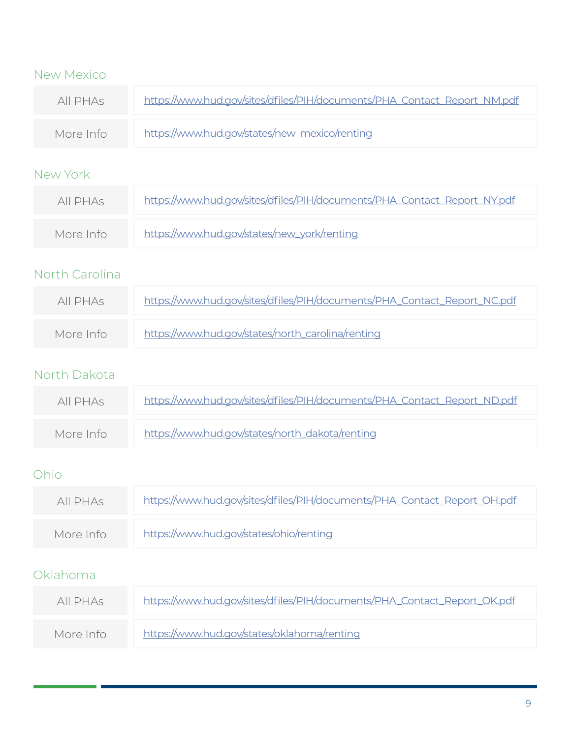## New Mexico

| | |
|---|---|
| All PHAs | https://www.hud.gov/sites/dfiles/PIH/documents/PHA_Contact_Report_NM.pdf |
| More Info | https://www.hud.gov/states/new_mexico/renting |

## New York

| | |
|---|---|
| All PHAs | https://www.hud.gov/sites/dfiles/PIH/documents/PHA_Contact_Report_NY.pdf |
| More Info | https://www.hud.gov/states/new_york/renting |

## North Carolina

| | |
|---|---|
| All PHAs | https://www.hud.gov/sites/dfiles/PIH/documents/PHA_Contact_Report_NC.pdf |
| More Info | https://www.hud.gov/states/north_carolina/renting |

## North Dakota

| | |
|---|---|
| All PHAs | https://www.hud.gov/sites/dfiles/PIH/documents/PHA_Contact_Report_ND.pdf |
| More Info | https://www.hud.gov/states/north_dakota/renting |

## Ohio

| | |
|---|---|
| All PHAs | https://www.hud.gov/sites/dfiles/PIH/documents/PHA_Contact_Report_OH.pdf |
| More Info | https://www.hud.gov/states/ohio/renting |

## Oklahoma

| | |
|---|---|
| All PHAs | https://www.hud.gov/sites/dfiles/PIH/documents/PHA_Contact_Report_OK.pdf |
| More Info | https://www.hud.gov/states/oklahoma/renting |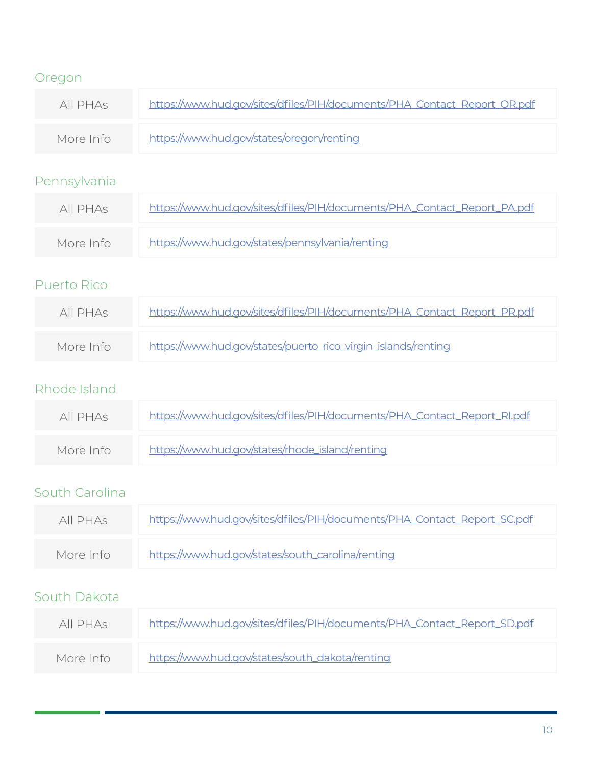## Oregon

| | |
|---|---|
| All PHAs | https://www.hud.gov/sites/dfiles/PIH/documents/PHA_Contact_Report_OR.pdf |
| More Info | https://www.hud.gov/states/oregon/renting |

## Pennsylvania

| | |
|---|---|
| All PHAs | https://www.hud.gov/sites/dfiles/PIH/documents/PHA_Contact_Report_PA.pdf |
| More Info | https://www.hud.gov/states/pennsylvania/renting |

## Puerto Rico

| | |
|---|---|
| All PHAs | https://www.hud.gov/sites/dfiles/PIH/documents/PHA_Contact_Report_PR.pdf |
| More Info | https://www.hud.gov/states/puerto_rico_virgin_islands/renting |

## Rhode Island

| | |
|---|---|
| All PHAs | https://www.hud.gov/sites/dfiles/PIH/documents/PHA_Contact_Report_RI.pdf |
| More Info | https://www.hud.gov/states/rhode_island/renting |

## South Carolina

| | |
|---|---|
| All PHAs | https://www.hud.gov/sites/dfiles/PIH/documents/PHA_Contact_Report_SC.pdf |
| More Info | https://www.hud.gov/states/south_carolina/renting |

## South Dakota

| | |
|---|---|
| All PHAs | https://www.hud.gov/sites/dfiles/PIH/documents/PHA_Contact_Report_SD.pdf |
| More Info | https://www.hud.gov/states/south_dakota/renting |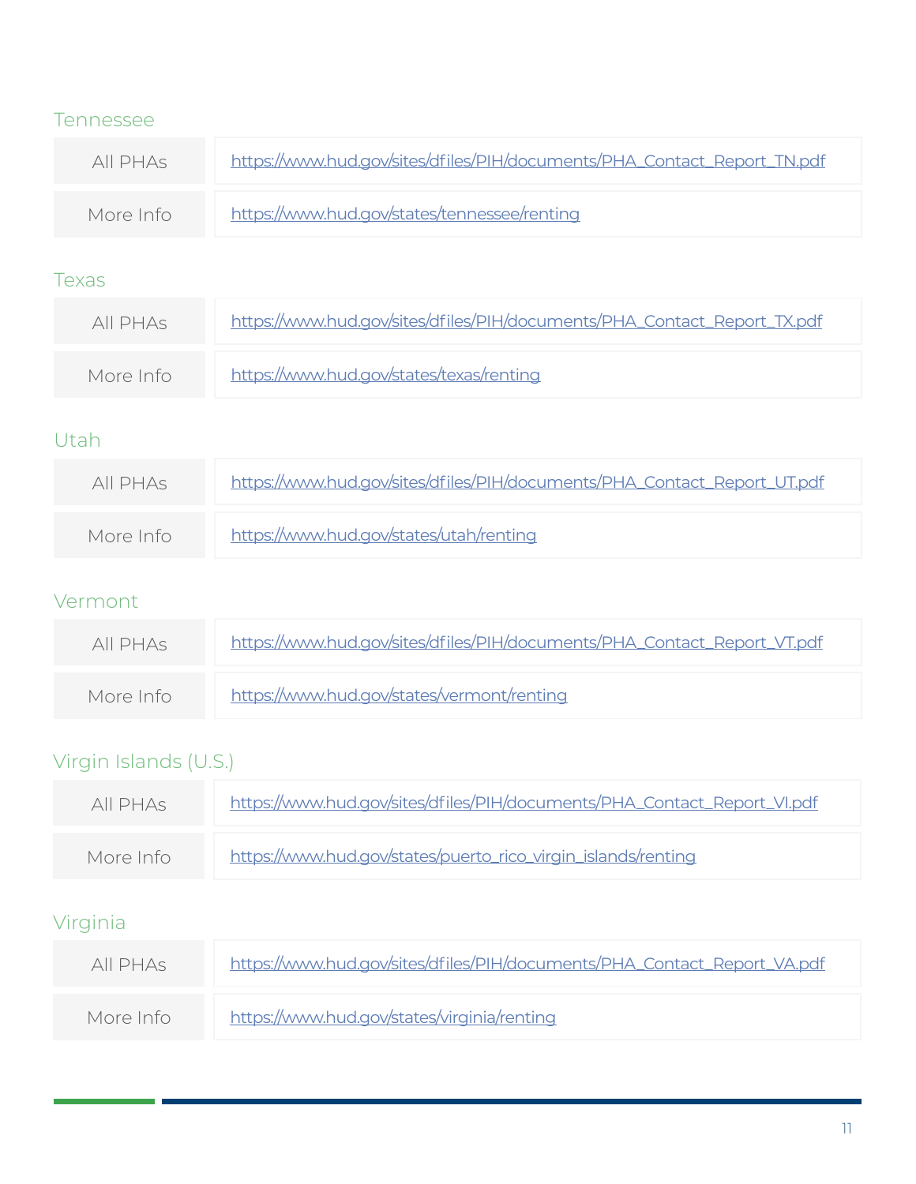## Tennessee

| | |
|---|---|
| All PHAs | https://www.hud.gov/sites/dfiles/PIH/documents/PHA_Contact_Report_TN.pdf |
| More Info | https://www.hud.gov/states/tennessee/renting |

## Texas

| | |
|---|---|
| All PHAs | https://www.hud.gov/sites/dfiles/PIH/documents/PHA_Contact_Report_TX.pdf |
| More Info | https://www.hud.gov/states/texas/renting |

## Utah

| | |
|---|---|
| All PHAs | https://www.hud.gov/sites/dfiles/PIH/documents/PHA_Contact_Report_UT.pdf |
| More Info | https://www.hud.gov/states/utah/renting |

## Vermont

| | |
|---|---|
| All PHAs | https://www.hud.gov/sites/dfiles/PIH/documents/PHA_Contact_Report_VT.pdf |
| More Info | https://www.hud.gov/states/vermont/renting |

## Virgin Islands (U.S.)

| | |
|---|---|
| All PHAs | https://www.hud.gov/sites/dfiles/PIH/documents/PHA_Contact_Report_VI.pdf |
| More Info | https://www.hud.gov/states/puerto_rico_virgin_islands/renting |

## Virginia

| | |
|---|---|
| All PHAs | https://www.hud.gov/sites/dfiles/PIH/documents/PHA_Contact_Report_VA.pdf |
| More Info | https://www.hud.gov/states/virginia/renting |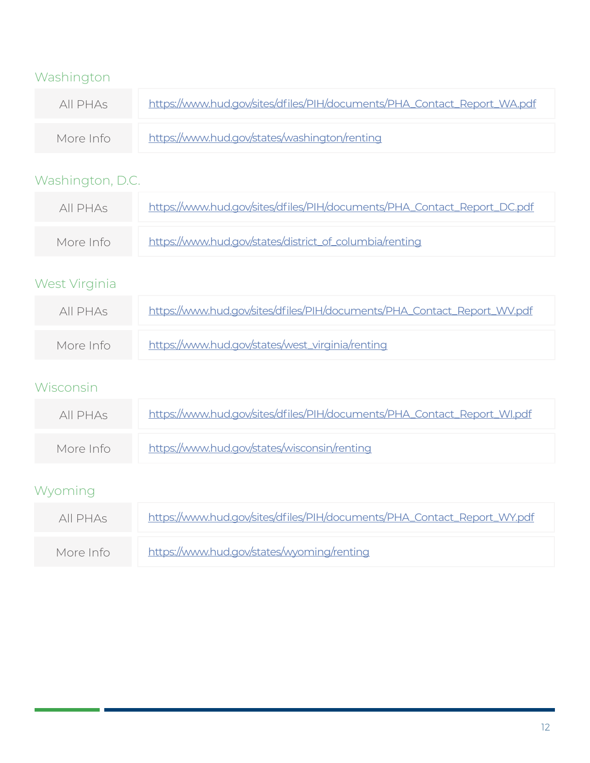## Washington

| | |
|---|---|
| All PHAs | https://www.hud.gov/sites/dfiles/PIH/documents/PHA_Contact_Report_WA.pdf |
| More Info | https://www.hud.gov/states/washington/renting |

## Washington, D.C.

| | |
|---|---|
| All PHAs | https://www.hud.gov/sites/dfiles/PIH/documents/PHA_Contact_Report_DC.pdf |
| More Info | https://www.hud.gov/states/district_of_columbia/renting |

## West Virginia

| | |
|---|---|
| All PHAs | https://www.hud.gov/sites/dfiles/PIH/documents/PHA_Contact_Report_WV.pdf |
| More Info | https://www.hud.gov/states/west_virginia/renting |

## Wisconsin

| | |
|---|---|
| All PHAs | https://www.hud.gov/sites/dfiles/PIH/documents/PHA_Contact_Report_WI.pdf |
| More Info | https://www.hud.gov/states/wisconsin/renting |

## Wyoming

| | |
|---|---|
| All PHAs | https://www.hud.gov/sites/dfiles/PIH/documents/PHA_Contact_Report_WY.pdf |
| More Info | https://www.hud.gov/states/wyoming/renting |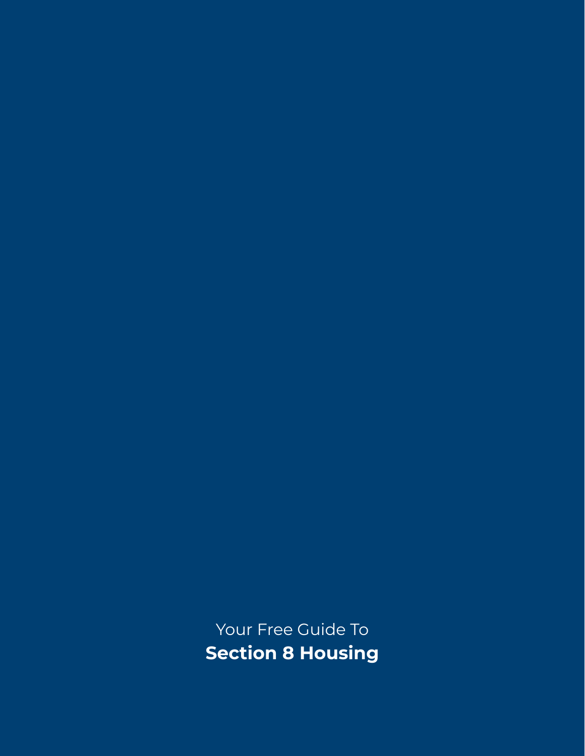Your Free Guide To

**Section 8 Housing**